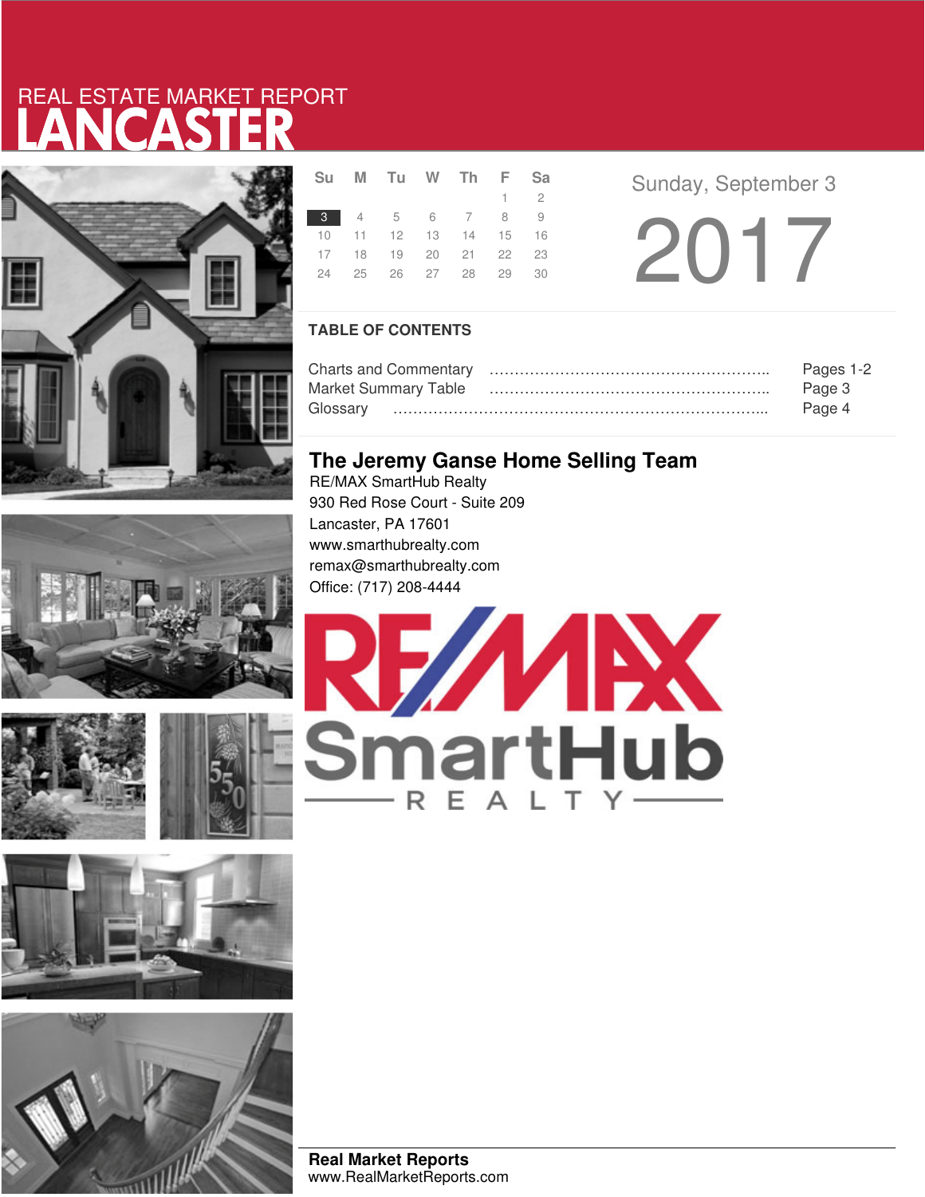REAL ESTATE MARKET REPORT

# LANCASTER

| Su | M | Tu | W | Th | F | Sa |
|---|---|---|---|---|---|---|
| | | | | | 1 | 2 |
| 3 | 4 | 5 | 6 | 7 | 8 | 9 |
| 10 | 11 | 12 | 13 | 14 | 15 | 16 |
| 17 | 18 | 19 | 20 | 21 | 22 | 23 |
| 24 | 25 | 26 | 27 | 28 | 29 | 30 |

Sunday, September 3

2017

## TABLE OF CONTENTS

Charts and Commentary ………………………………………………….. Pages 1-2
Market Summary Table ………………………………………………….. Page 3
Glossary …………………………………………………………………... Page 4

## The Jeremy Ganse Home Selling Team

RE/MAX SmartHub Realty
930 Red Rose Court - Suite 209
Lancaster, PA 17601
www.smarthubrealty.com
remax@smarthubrealty.com
Office: (717) 208-4444

RE/MAX SmartHub REALTY

**Real Market Reports**
www.RealMarketReports.com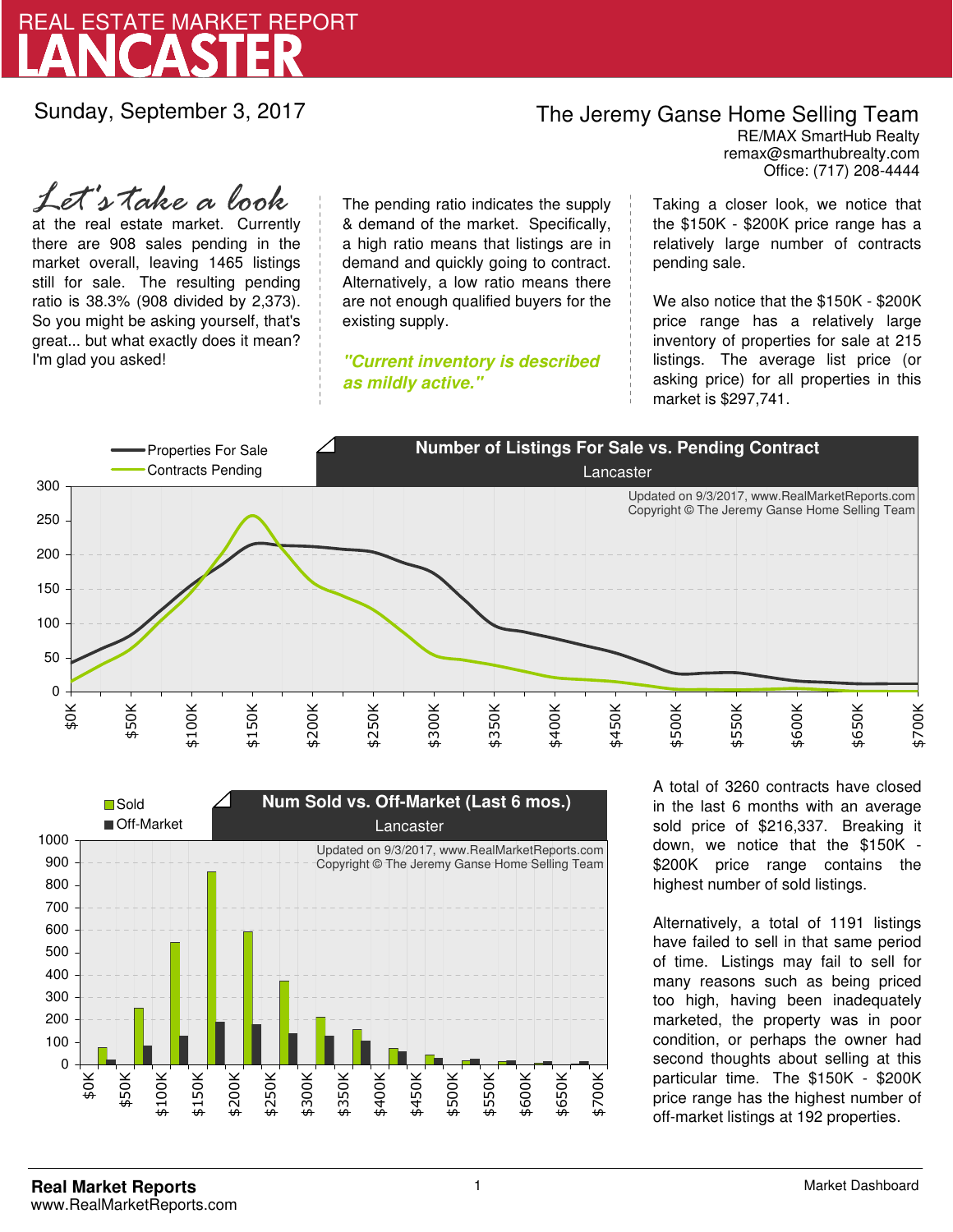# REAL ESTATE MARKET REPORT
# LANCASTER

Sunday, September 3, 2017

**The Jeremy Ganse Home Selling Team**
RE/MAX SmartHub Realty
remax@smarthubrealty.com
Office: (717) 208-4444

*Let's take a look* at the real estate market. Currently there are 908 sales pending in the market overall, leaving 1465 listings still for sale. The resulting pending ratio is 38.3% (908 divided by 2,373). So you might be asking yourself, that's great... but what exactly does it mean? I'm glad you asked!

The pending ratio indicates the supply & demand of the market. Specifically, a high ratio means that listings are in demand and quickly going to contract. Alternatively, a low ratio means there are not enough qualified buyers for the existing supply.

***"Current inventory is described as mildly active."***

Taking a closer look, we notice that the $150K - $200K price range has a relatively large number of contracts pending sale.

We also notice that the $150K - $200K price range has a relatively large inventory of properties for sale at 215 listings. The average list price (or asking price) for all properties in this market is $297,741.

**Number of Listings For Sale vs. Pending Contract**
Lancaster
Updated on 9/3/2017, www.RealMarketReports.com
Copyright © The Jeremy Ganse Home Selling Team

**Num Sold vs. Off-Market (Last 6 mos.)**
Lancaster
Updated on 9/3/2017, www.RealMarketReports.com
Copyright © The Jeremy Ganse Home Selling Team

A total of 3260 contracts have closed in the last 6 months with an average sold price of $216,337. Breaking it down, we notice that the $150K - $200K price range contains the highest number of sold listings.

Alternatively, a total of 1191 listings have failed to sell in that same period of time. Listings may fail to sell for many reasons such as being priced too high, having been inadequately marketed, the property was in poor condition, or perhaps the owner had second thoughts about selling at this particular time. The $150K - $200K price range has the highest number of off-market listings at 192 properties.

**Real Market Reports**
www.RealMarketReports.com

Market Dashboard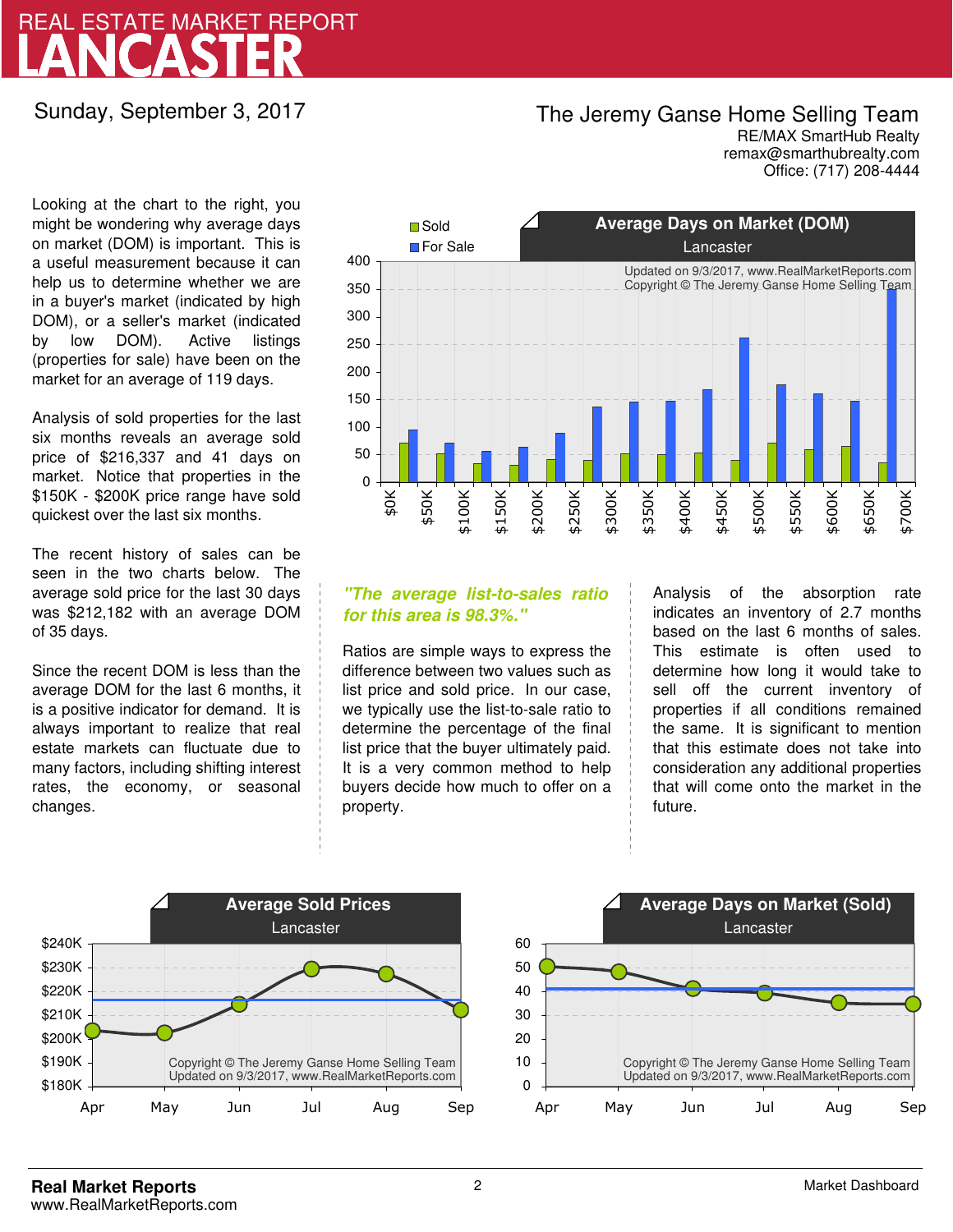# REAL ESTATE MARKET REPORT
# LANCASTER

Sunday, September 3, 2017

**The Jeremy Ganse Home Selling Team**
RE/MAX SmartHub Realty
remax@smarthubrealty.com
Office: (717) 208-4444

Looking at the chart to the right, you might be wondering why average days on market (DOM) is important. This is a useful measurement because it can help us to determine whether we are in a buyer's market (indicated by high DOM), or a seller's market (indicated by low DOM). Active listings (properties for sale) have been on the market for an average of 119 days.

Analysis of sold properties for the last six months reveals an average sold price of $216,337 and 41 days on market. Notice that properties in the $150K - $200K price range have sold quickest over the last six months.

The recent history of sales can be seen in the two charts below. The average sold price for the last 30 days was $212,182 with an average DOM of 35 days.

Since the recent DOM is less than the average DOM for the last 6 months, it is a positive indicator for demand. It is always important to realize that real estate markets can fluctuate due to many factors, including shifting interest rates, the economy, or seasonal changes.

**Average Days on Market (DOM)** – Lancaster

Updated on 9/3/2017, www.RealMarketReports.com
Copyright © The Jeremy Ganse Home Selling Team

*"The average list-to-sales ratio for this area is 98.3%."*

Ratios are simple ways to express the difference between two values such as list price and sold price. In our case, we typically use the list-to-sale ratio to determine the percentage of the final list price that the buyer ultimately paid. It is a very common method to help buyers decide how much to offer on a property.

Analysis of the absorption rate indicates an inventory of 2.7 months based on the last 6 months of sales. This estimate is often used to determine how long it would take to sell off the current inventory of properties if all conditions remained the same. It is significant to mention that this estimate does not take into consideration any additional properties that will come onto the market in the future.

**Average Sold Prices** – Lancaster

Copyright © The Jeremy Ganse Home Selling Team
Updated on 9/3/2017, www.RealMarketReports.com

**Average Days on Market (Sold)** – Lancaster

Copyright © The Jeremy Ganse Home Selling Team
Updated on 9/3/2017, www.RealMarketReports.com

**Real Market Reports**
www.RealMarketReports.com

Market Dashboard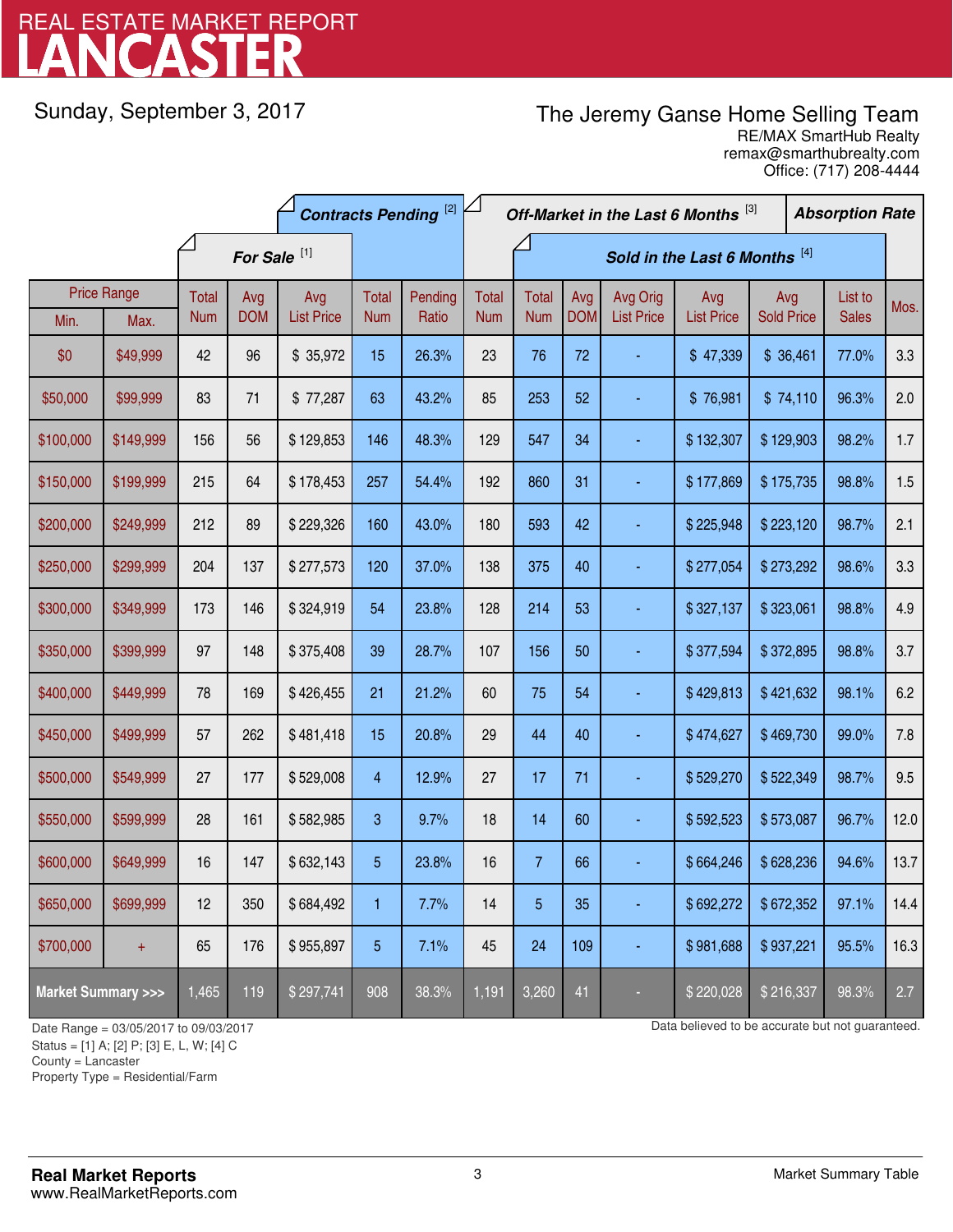# REAL ESTATE MARKET REPORT
# LANCASTER

Sunday, September 3, 2017

**The Jeremy Ganse Home Selling Team**
RE/MAX SmartHub Realty
remax@smarthubrealty.com
Office: (717) 208-4444

| Price Range | | For Sale [1] | | | Contracts Pending [2] | | Off-Market in the Last 6 Months [3] | Sold in the Last 6 Months [4] | | | | | | Absorption Rate |
|---|---|---|---|---|---|---|---|---|---|---|---|---|---|---|
| Min. | Max. | Total Num | Avg DOM | Avg List Price | Total Num | Pending Ratio | Total Num | Total Num | Avg DOM | Avg Orig List Price | Avg List Price | Avg Sold Price | List to Sales | Mos. |
| $0 | $49,999 | 42 | 96 | $ 35,972 | 15 | 26.3% | 23 | 76 | 72 | - | $ 47,339 | $ 36,461 | 77.0% | 3.3 |
| $50,000 | $99,999 | 83 | 71 | $ 77,287 | 63 | 43.2% | 85 | 253 | 52 | - | $ 76,981 | $ 74,110 | 96.3% | 2.0 |
| $100,000 | $149,999 | 156 | 56 | $ 129,853 | 146 | 48.3% | 129 | 547 | 34 | - | $ 132,307 | $ 129,903 | 98.2% | 1.7 |
| $150,000 | $199,999 | 215 | 64 | $ 178,453 | 257 | 54.4% | 192 | 860 | 31 | - | $ 177,869 | $ 175,735 | 98.8% | 1.5 |
| $200,000 | $249,999 | 212 | 89 | $ 229,326 | 160 | 43.0% | 180 | 593 | 42 | - | $ 225,948 | $ 223,120 | 98.7% | 2.1 |
| $250,000 | $299,999 | 204 | 137 | $ 277,573 | 120 | 37.0% | 138 | 375 | 40 | - | $ 277,054 | $ 273,292 | 98.6% | 3.3 |
| $300,000 | $349,999 | 173 | 146 | $ 324,919 | 54 | 23.8% | 128 | 214 | 53 | - | $ 327,137 | $ 323,061 | 98.8% | 4.9 |
| $350,000 | $399,999 | 97 | 148 | $ 375,408 | 39 | 28.7% | 107 | 156 | 50 | - | $ 377,594 | $ 372,895 | 98.8% | 3.7 |
| $400,000 | $449,999 | 78 | 169 | $ 426,455 | 21 | 21.2% | 60 | 75 | 54 | - | $ 429,813 | $ 421,632 | 98.1% | 6.2 |
| $450,000 | $499,999 | 57 | 262 | $ 481,418 | 15 | 20.8% | 29 | 44 | 40 | - | $ 474,627 | $ 469,730 | 99.0% | 7.8 |
| $500,000 | $549,999 | 27 | 177 | $ 529,008 | 4 | 12.9% | 27 | 17 | 71 | - | $ 529,270 | $ 522,349 | 98.7% | 9.5 |
| $550,000 | $599,999 | 28 | 161 | $ 582,985 | 3 | 9.7% | 18 | 14 | 60 | - | $ 592,523 | $ 573,087 | 96.7% | 12.0 |
| $600,000 | $649,999 | 16 | 147 | $ 632,143 | 5 | 23.8% | 16 | 7 | 66 | - | $ 664,246 | $ 628,236 | 94.6% | 13.7 |
| $650,000 | $699,999 | 12 | 350 | $ 684,492 | 1 | 7.7% | 14 | 5 | 35 | - | $ 692,272 | $ 672,352 | 97.1% | 14.4 |
| $700,000 | + | 65 | 176 | $ 955,897 | 5 | 7.1% | 45 | 24 | 109 | - | $ 981,688 | $ 937,221 | 95.5% | 16.3 |
| **Market Summary >>>** | | 1,465 | 119 | $ 297,741 | 908 | 38.3% | 1,191 | 3,260 | 41 | - | $ 220,028 | $ 216,337 | 98.3% | 2.7 |

Date Range = 03/05/2017 to 09/03/2017
Status = [1] A; [2] P; [3] E, L, W; [4] C
County = Lancaster
Property Type = Residential/Farm

Data believed to be accurate but not guaranteed.

**Real Market Reports**
www.RealMarketReports.com

Market Summary Table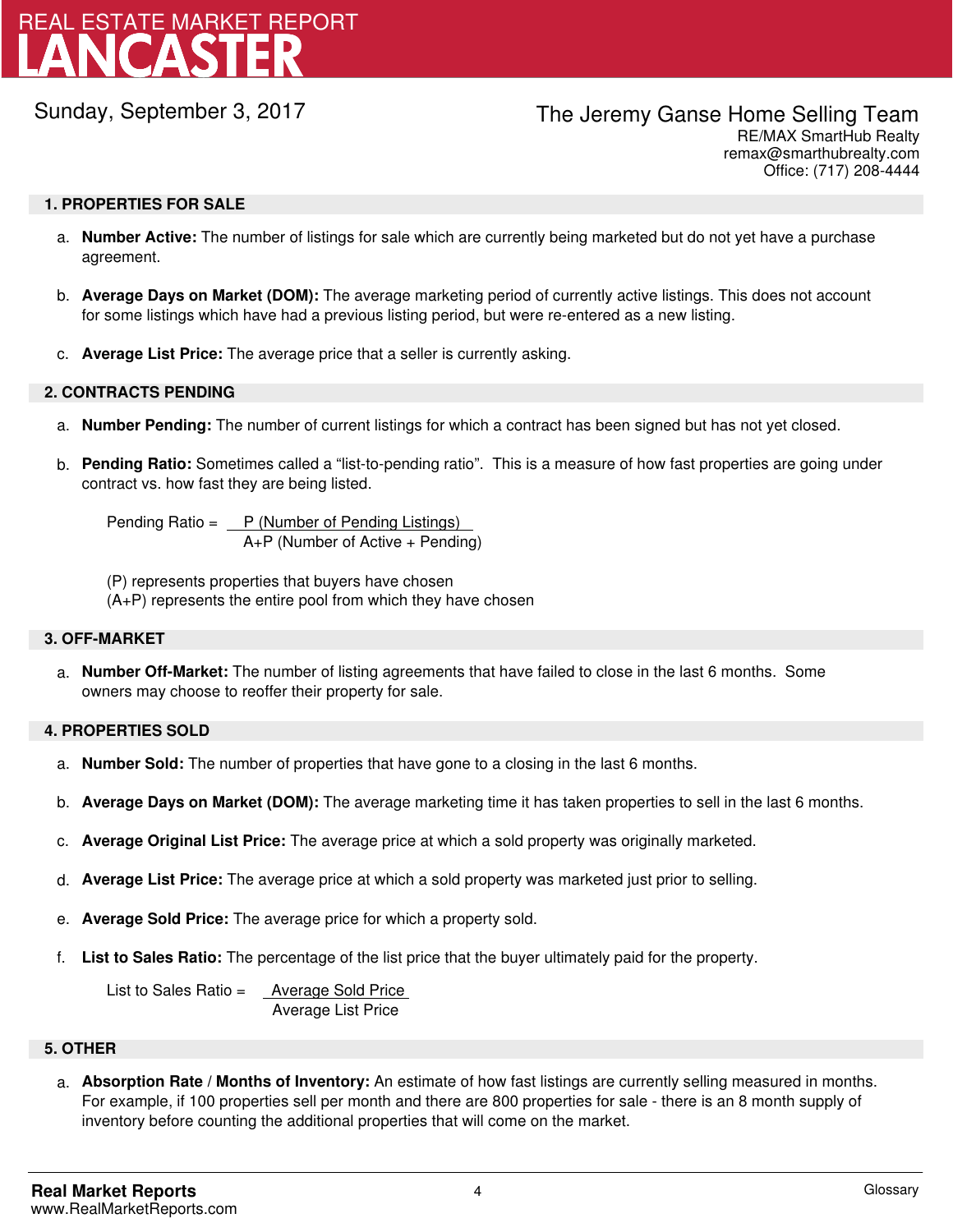# LANCASTER REAL ESTATE MARKET REPORT

Sunday, September 3, 2017

**The Jeremy Ganse Home Selling Team**
RE/MAX SmartHub Realty
remax@smarthubrealty.com
Office: (717) 208-4444

## 1. PROPERTIES FOR SALE

a. **Number Active:** The number of listings for sale which are currently being marketed but do not yet have a purchase agreement.

b. **Average Days on Market (DOM):** The average marketing period of currently active listings. This does not account for some listings which have had a previous listing period, but were re-entered as a new listing.

c. **Average List Price:** The average price that a seller is currently asking.

## 2. CONTRACTS PENDING

a. **Number Pending:** The number of current listings for which a contract has been signed but has not yet closed.

b. **Pending Ratio:** Sometimes called a "list-to-pending ratio". This is a measure of how fast properties are going under contract vs. how fast they are being listed.

$$\text{Pending Ratio} = \frac{\text{P (Number of Pending Listings)}}{\text{A+P (Number of Active + Pending)}}$$

(P) represents properties that buyers have chosen
(A+P) represents the entire pool from which they have chosen

## 3. OFF-MARKET

a. **Number Off-Market:** The number of listing agreements that have failed to close in the last 6 months. Some owners may choose to reoffer their property for sale.

## 4. PROPERTIES SOLD

a. **Number Sold:** The number of properties that have gone to a closing in the last 6 months.

b. **Average Days on Market (DOM):** The average marketing time it has taken properties to sell in the last 6 months.

c. **Average Original List Price:** The average price at which a sold property was originally marketed.

d. **Average List Price:** The average price at which a sold property was marketed just prior to selling.

e. **Average Sold Price:** The average price for which a property sold.

f. **List to Sales Ratio:** The percentage of the list price that the buyer ultimately paid for the property.

$$\text{List to Sales Ratio} = \frac{\text{Average Sold Price}}{\text{Average List Price}}$$

## 5. OTHER

a. **Absorption Rate / Months of Inventory:** An estimate of how fast listings are currently selling measured in months. For example, if 100 properties sell per month and there are 800 properties for sale - there is an 8 month supply of inventory before counting the additional properties that will come on the market.